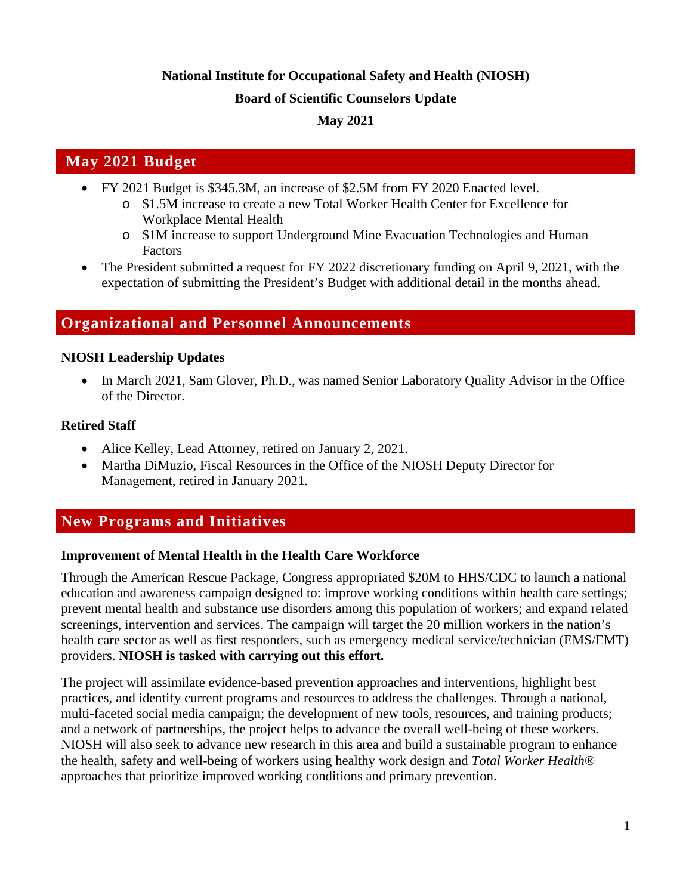**National Institute for Occupational Safety and Health (NIOSH)**

**Board of Scientific Counselors Update**

**May 2021**

## May 2021 Budget

- FY 2021 Budget is $345.3M, an increase of $2.5M from FY 2020 Enacted level.
  - $1.5M increase to create a new Total Worker Health Center for Excellence for Workplace Mental Health
  - $1M increase to support Underground Mine Evacuation Technologies and Human Factors
- The President submitted a request for FY 2022 discretionary funding on April 9, 2021, with the expectation of submitting the President's Budget with additional detail in the months ahead.

## Organizational and Personnel Announcements

### NIOSH Leadership Updates

- In March 2021, Sam Glover, Ph.D., was named Senior Laboratory Quality Advisor in the Office of the Director.

### Retired Staff

- Alice Kelley, Lead Attorney, retired on January 2, 2021.
- Martha DiMuzio, Fiscal Resources in the Office of the NIOSH Deputy Director for Management, retired in January 2021.

## New Programs and Initiatives

### Improvement of Mental Health in the Health Care Workforce

Through the American Rescue Package, Congress appropriated $20M to HHS/CDC to launch a national education and awareness campaign designed to: improve working conditions within health care settings; prevent mental health and substance use disorders among this population of workers; and expand related screenings, intervention and services. The campaign will target the 20 million workers in the nation's health care sector as well as first responders, such as emergency medical service/technician (EMS/EMT) providers. **NIOSH is tasked with carrying out this effort.**

The project will assimilate evidence-based prevention approaches and interventions, highlight best practices, and identify current programs and resources to address the challenges. Through a national, multi-faceted social media campaign; the development of new tools, resources, and training products; and a network of partnerships, the project helps to advance the overall well-being of these workers. NIOSH will also seek to advance new research in this area and build a sustainable program to enhance the health, safety and well-being of workers using healthy work design and *Total Worker Health®* approaches that prioritize improved working conditions and primary prevention.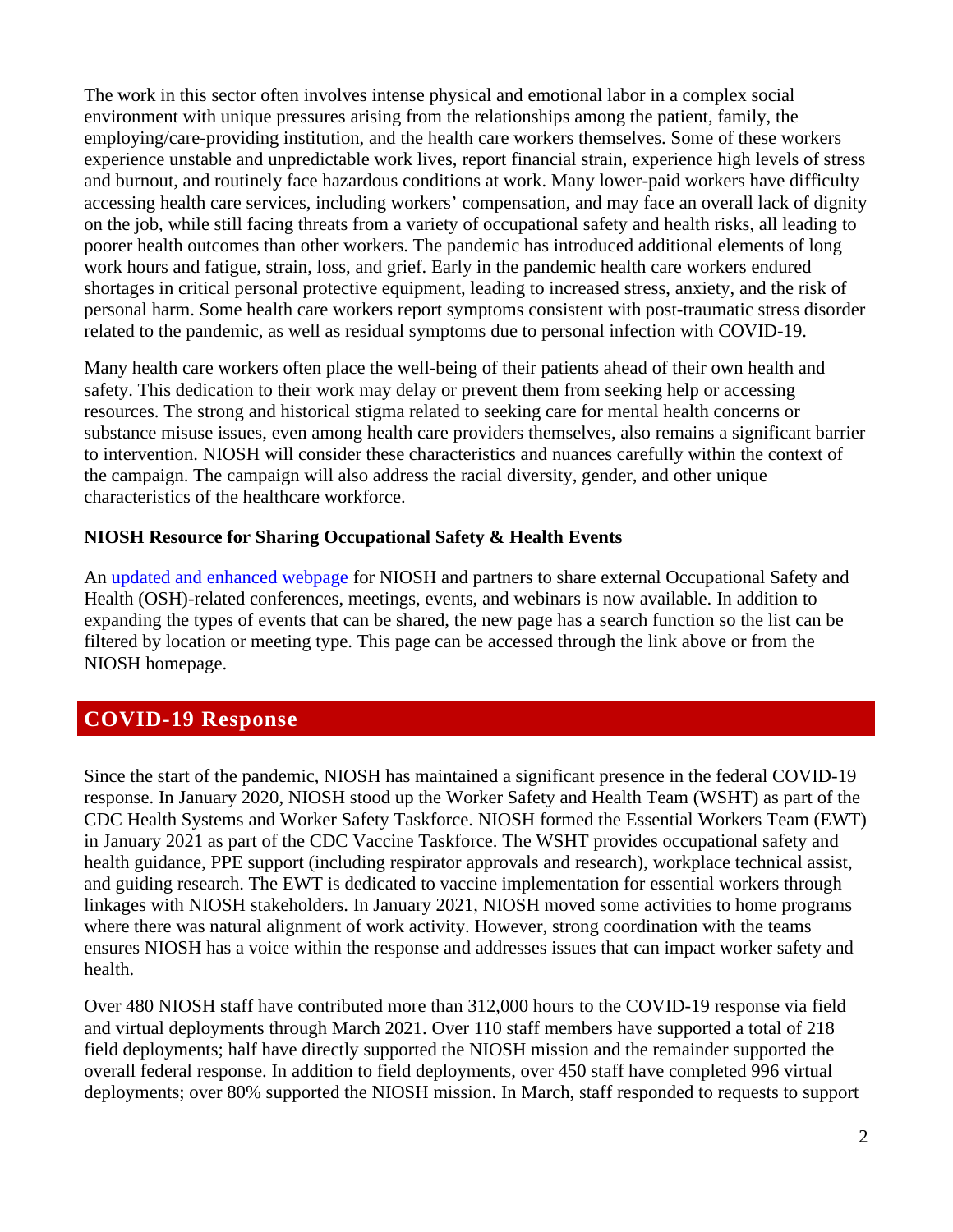The work in this sector often involves intense physical and emotional labor in a complex social environment with unique pressures arising from the relationships among the patient, family, the employing/care-providing institution, and the health care workers themselves. Some of these workers experience unstable and unpredictable work lives, report financial strain, experience high levels of stress and burnout, and routinely face hazardous conditions at work. Many lower-paid workers have difficulty accessing health care services, including workers' compensation, and may face an overall lack of dignity on the job, while still facing threats from a variety of occupational safety and health risks, all leading to poorer health outcomes than other workers. The pandemic has introduced additional elements of long work hours and fatigue, strain, loss, and grief. Early in the pandemic health care workers endured shortages in critical personal protective equipment, leading to increased stress, anxiety, and the risk of personal harm. Some health care workers report symptoms consistent with post-traumatic stress disorder related to the pandemic, as well as residual symptoms due to personal infection with COVID-19.

Many health care workers often place the well-being of their patients ahead of their own health and safety. This dedication to their work may delay or prevent them from seeking help or accessing resources. The strong and historical stigma related to seeking care for mental health concerns or substance misuse issues, even among health care providers themselves, also remains a significant barrier to intervention. NIOSH will consider these characteristics and nuances carefully within the context of the campaign. The campaign will also address the racial diversity, gender, and other unique characteristics of the healthcare workforce.

**NIOSH Resource for Sharing Occupational Safety & Health Events**

An updated and enhanced webpage for NIOSH and partners to share external Occupational Safety and Health (OSH)-related conferences, meetings, events, and webinars is now available. In addition to expanding the types of events that can be shared, the new page has a search function so the list can be filtered by location or meeting type. This page can be accessed through the link above or from the NIOSH homepage.

## COVID-19 Response

Since the start of the pandemic, NIOSH has maintained a significant presence in the federal COVID-19 response. In January 2020, NIOSH stood up the Worker Safety and Health Team (WSHT) as part of the CDC Health Systems and Worker Safety Taskforce. NIOSH formed the Essential Workers Team (EWT) in January 2021 as part of the CDC Vaccine Taskforce. The WSHT provides occupational safety and health guidance, PPE support (including respirator approvals and research), workplace technical assist, and guiding research. The EWT is dedicated to vaccine implementation for essential workers through linkages with NIOSH stakeholders. In January 2021, NIOSH moved some activities to home programs where there was natural alignment of work activity. However, strong coordination with the teams ensures NIOSH has a voice within the response and addresses issues that can impact worker safety and health.

Over 480 NIOSH staff have contributed more than 312,000 hours to the COVID-19 response via field and virtual deployments through March 2021. Over 110 staff members have supported a total of 218 field deployments; half have directly supported the NIOSH mission and the remainder supported the overall federal response. In addition to field deployments, over 450 staff have completed 996 virtual deployments; over 80% supported the NIOSH mission. In March, staff responded to requests to support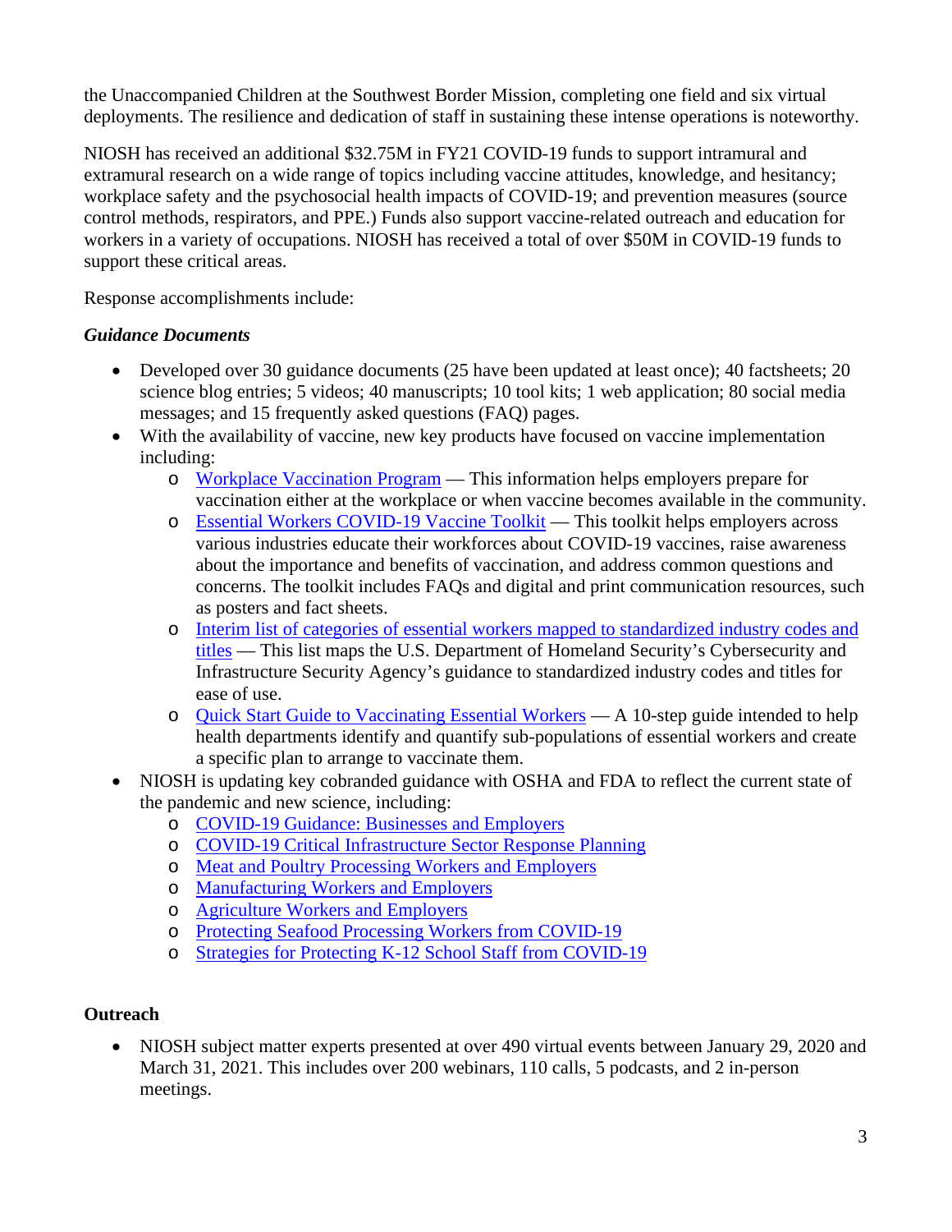the Unaccompanied Children at the Southwest Border Mission, completing one field and six virtual deployments. The resilience and dedication of staff in sustaining these intense operations is noteworthy.

NIOSH has received an additional $32.75M in FY21 COVID-19 funds to support intramural and extramural research on a wide range of topics including vaccine attitudes, knowledge, and hesitancy; workplace safety and the psychosocial health impacts of COVID-19; and prevention measures (source control methods, respirators, and PPE.) Funds also support vaccine-related outreach and education for workers in a variety of occupations. NIOSH has received a total of over $50M in COVID-19 funds to support these critical areas.

Response accomplishments include:

***Guidance Documents***

- Developed over 30 guidance documents (25 have been updated at least once); 40 factsheets; 20 science blog entries; 5 videos; 40 manuscripts; 10 tool kits; 1 web application; 80 social media messages; and 15 frequently asked questions (FAQ) pages.
- With the availability of vaccine, new key products have focused on vaccine implementation including:
    - Workplace Vaccination Program — This information helps employers prepare for vaccination either at the workplace or when vaccine becomes available in the community.
    - Essential Workers COVID-19 Vaccine Toolkit — This toolkit helps employers across various industries educate their workforces about COVID-19 vaccines, raise awareness about the importance and benefits of vaccination, and address common questions and concerns. The toolkit includes FAQs and digital and print communication resources, such as posters and fact sheets.
    - Interim list of categories of essential workers mapped to standardized industry codes and titles — This list maps the U.S. Department of Homeland Security's Cybersecurity and Infrastructure Security Agency's guidance to standardized industry codes and titles for ease of use.
    - Quick Start Guide to Vaccinating Essential Workers — A 10-step guide intended to help health departments identify and quantify sub-populations of essential workers and create a specific plan to arrange to vaccinate them.
- NIOSH is updating key cobranded guidance with OSHA and FDA to reflect the current state of the pandemic and new science, including:
    - COVID-19 Guidance: Businesses and Employers
    - COVID-19 Critical Infrastructure Sector Response Planning
    - Meat and Poultry Processing Workers and Employers
    - Manufacturing Workers and Employers
    - Agriculture Workers and Employers
    - Protecting Seafood Processing Workers from COVID-19
    - Strategies for Protecting K-12 School Staff from COVID-19

**Outreach**

- NIOSH subject matter experts presented at over 490 virtual events between January 29, 2020 and March 31, 2021. This includes over 200 webinars, 110 calls, 5 podcasts, and 2 in-person meetings.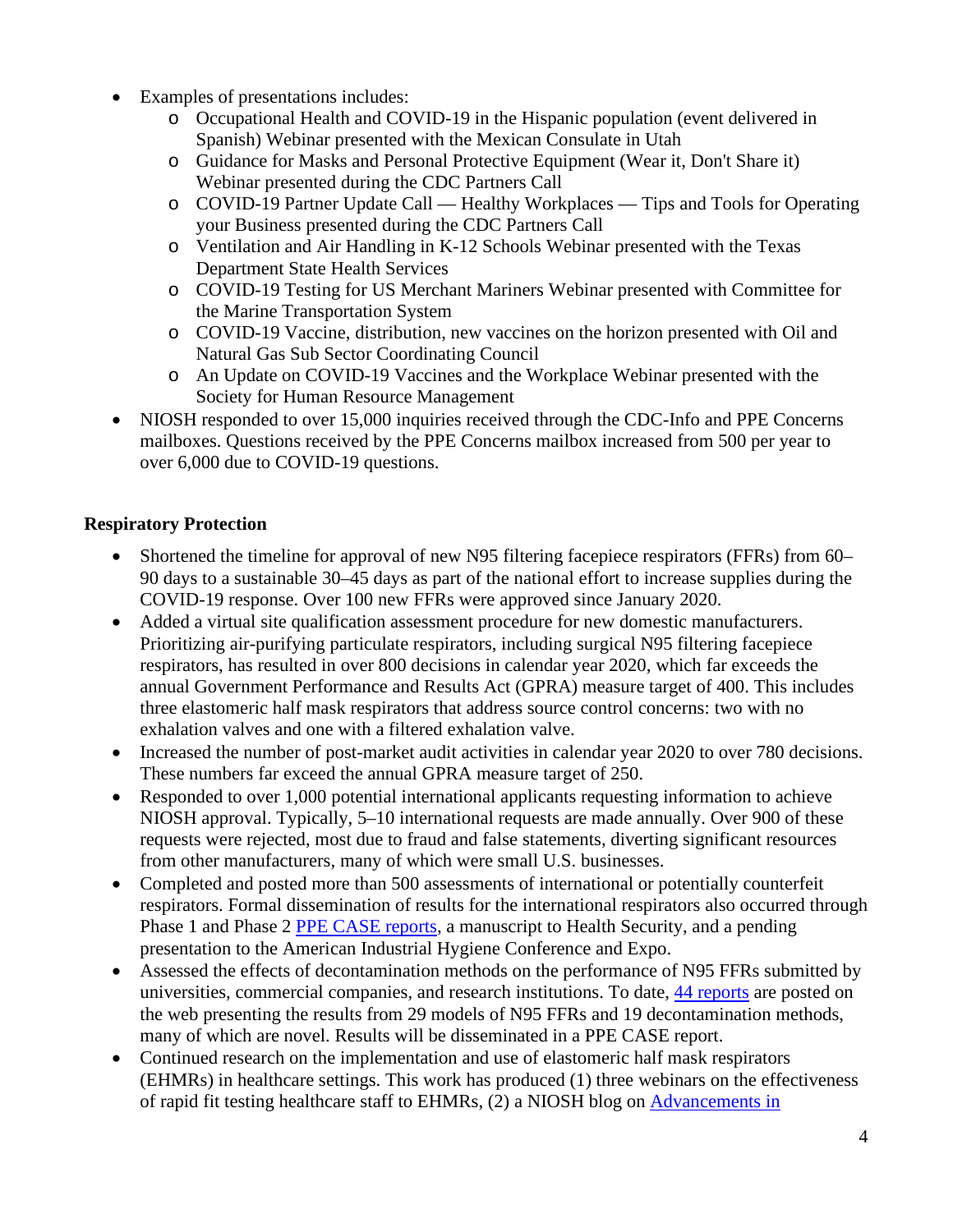- Examples of presentations includes:
    - Occupational Health and COVID-19 in the Hispanic population (event delivered in Spanish) Webinar presented with the Mexican Consulate in Utah
    - Guidance for Masks and Personal Protective Equipment (Wear it, Don't Share it) Webinar presented during the CDC Partners Call
    - COVID-19 Partner Update Call — Healthy Workplaces — Tips and Tools for Operating your Business presented during the CDC Partners Call
    - Ventilation and Air Handling in K-12 Schools Webinar presented with the Texas Department State Health Services
    - COVID-19 Testing for US Merchant Mariners Webinar presented with Committee for the Marine Transportation System
    - COVID-19 Vaccine, distribution, new vaccines on the horizon presented with Oil and Natural Gas Sub Sector Coordinating Council
    - An Update on COVID-19 Vaccines and the Workplace Webinar presented with the Society for Human Resource Management
- NIOSH responded to over 15,000 inquiries received through the CDC-Info and PPE Concerns mailboxes. Questions received by the PPE Concerns mailbox increased from 500 per year to over 6,000 due to COVID-19 questions.

**Respiratory Protection**

- Shortened the timeline for approval of new N95 filtering facepiece respirators (FFRs) from 60–90 days to a sustainable 30–45 days as part of the national effort to increase supplies during the COVID-19 response. Over 100 new FFRs were approved since January 2020.
- Added a virtual site qualification assessment procedure for new domestic manufacturers. Prioritizing air-purifying particulate respirators, including surgical N95 filtering facepiece respirators, has resulted in over 800 decisions in calendar year 2020, which far exceeds the annual Government Performance and Results Act (GPRA) measure target of 400. This includes three elastomeric half mask respirators that address source control concerns: two with no exhalation valves and one with a filtered exhalation valve.
- Increased the number of post-market audit activities in calendar year 2020 to over 780 decisions. These numbers far exceed the annual GPRA measure target of 250.
- Responded to over 1,000 potential international applicants requesting information to achieve NIOSH approval. Typically, 5–10 international requests are made annually. Over 900 of these requests were rejected, most due to fraud and false statements, diverting significant resources from other manufacturers, many of which were small U.S. businesses.
- Completed and posted more than 500 assessments of international or potentially counterfeit respirators. Formal dissemination of results for the international respirators also occurred through Phase 1 and Phase 2 PPE CASE reports, a manuscript to Health Security, and a pending presentation to the American Industrial Hygiene Conference and Expo.
- Assessed the effects of decontamination methods on the performance of N95 FFRs submitted by universities, commercial companies, and research institutions. To date, 44 reports are posted on the web presenting the results from 29 models of N95 FFRs and 19 decontamination methods, many of which are novel. Results will be disseminated in a PPE CASE report.
- Continued research on the implementation and use of elastomeric half mask respirators (EHMRs) in healthcare settings. This work has produced (1) three webinars on the effectiveness of rapid fit testing healthcare staff to EHMRs, (2) a NIOSH blog on Advancements in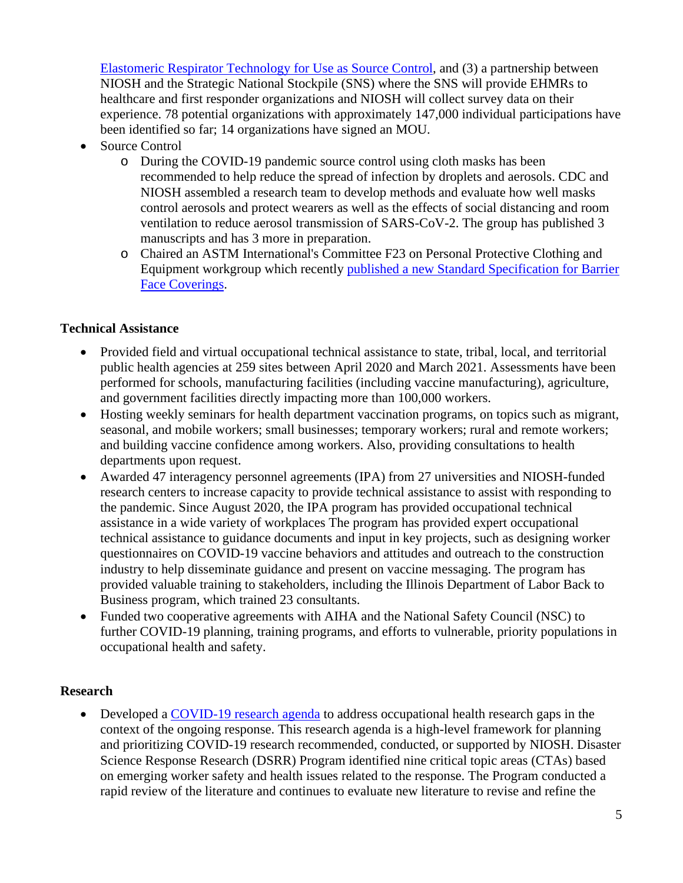Elastomeric Respirator Technology for Use as Source Control, and (3) a partnership between NIOSH and the Strategic National Stockpile (SNS) where the SNS will provide EHMRs to healthcare and first responder organizations and NIOSH will collect survey data on their experience. 78 potential organizations with approximately 147,000 individual participations have been identified so far; 14 organizations have signed an MOU.

- Source Control
  - During the COVID-19 pandemic source control using cloth masks has been recommended to help reduce the spread of infection by droplets and aerosols. CDC and NIOSH assembled a research team to develop methods and evaluate how well masks control aerosols and protect wearers as well as the effects of social distancing and room ventilation to reduce aerosol transmission of SARS-CoV-2. The group has published 3 manuscripts and has 3 more in preparation.
  - Chaired an ASTM International's Committee F23 on Personal Protective Clothing and Equipment workgroup which recently published a new Standard Specification for Barrier Face Coverings.

**Technical Assistance**

- Provided field and virtual occupational technical assistance to state, tribal, local, and territorial public health agencies at 259 sites between April 2020 and March 2021. Assessments have been performed for schools, manufacturing facilities (including vaccine manufacturing), agriculture, and government facilities directly impacting more than 100,000 workers.
- Hosting weekly seminars for health department vaccination programs, on topics such as migrant, seasonal, and mobile workers; small businesses; temporary workers; rural and remote workers; and building vaccine confidence among workers. Also, providing consultations to health departments upon request.
- Awarded 47 interagency personnel agreements (IPA) from 27 universities and NIOSH-funded research centers to increase capacity to provide technical assistance to assist with responding to the pandemic. Since August 2020, the IPA program has provided occupational technical assistance in a wide variety of workplaces The program has provided expert occupational technical assistance to guidance documents and input in key projects, such as designing worker questionnaires on COVID-19 vaccine behaviors and attitudes and outreach to the construction industry to help disseminate guidance and present on vaccine messaging. The program has provided valuable training to stakeholders, including the Illinois Department of Labor Back to Business program, which trained 23 consultants.
- Funded two cooperative agreements with AIHA and the National Safety Council (NSC) to further COVID-19 planning, training programs, and efforts to vulnerable, priority populations in occupational health and safety.

**Research**

- Developed a COVID-19 research agenda to address occupational health research gaps in the context of the ongoing response. This research agenda is a high-level framework for planning and prioritizing COVID-19 research recommended, conducted, or supported by NIOSH. Disaster Science Response Research (DSRR) Program identified nine critical topic areas (CTAs) based on emerging worker safety and health issues related to the response. The Program conducted a rapid review of the literature and continues to evaluate new literature to revise and refine the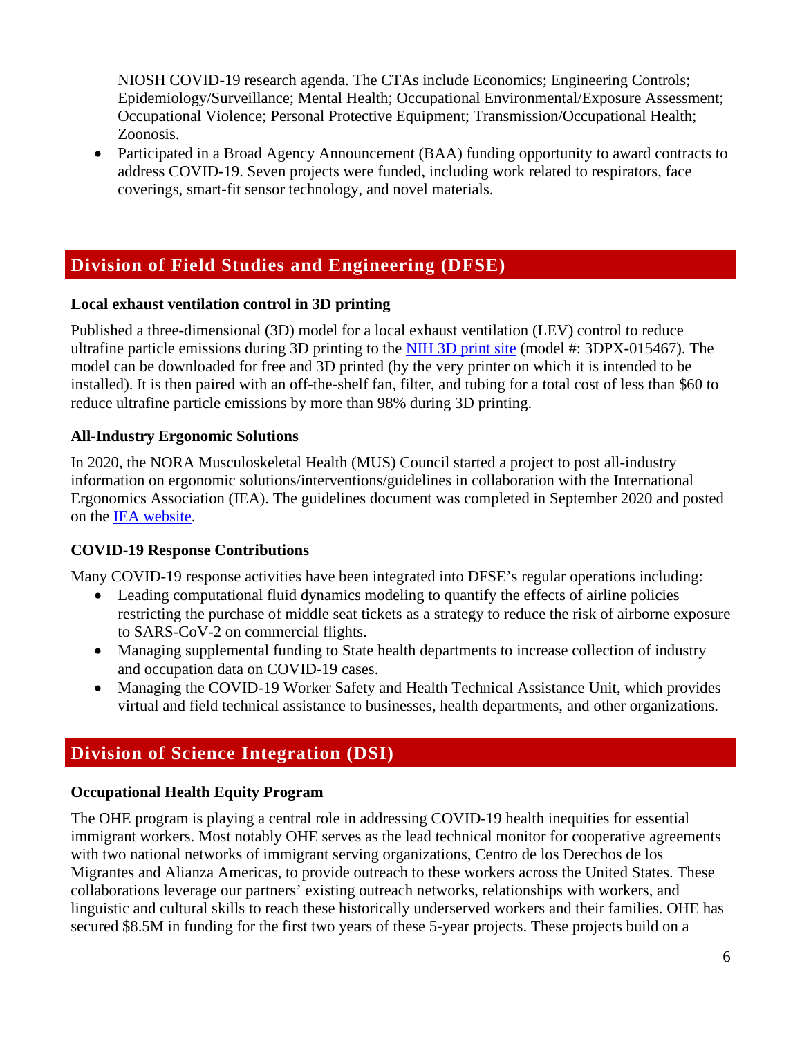NIOSH COVID-19 research agenda. The CTAs include Economics; Engineering Controls; Epidemiology/Surveillance; Mental Health; Occupational Environmental/Exposure Assessment; Occupational Violence; Personal Protective Equipment; Transmission/Occupational Health; Zoonosis.

- Participated in a Broad Agency Announcement (BAA) funding opportunity to award contracts to address COVID-19. Seven projects were funded, including work related to respirators, face coverings, smart-fit sensor technology, and novel materials.

## Division of Field Studies and Engineering (DFSE)

**Local exhaust ventilation control in 3D printing**

Published a three-dimensional (3D) model for a local exhaust ventilation (LEV) control to reduce ultrafine particle emissions during 3D printing to the NIH 3D print site (model #: 3DPX-015467). The model can be downloaded for free and 3D printed (by the very printer on which it is intended to be installed). It is then paired with an off-the-shelf fan, filter, and tubing for a total cost of less than $60 to reduce ultrafine particle emissions by more than 98% during 3D printing.

**All-Industry Ergonomic Solutions**

In 2020, the NORA Musculoskeletal Health (MUS) Council started a project to post all-industry information on ergonomic solutions/interventions/guidelines in collaboration with the International Ergonomics Association (IEA). The guidelines document was completed in September 2020 and posted on the IEA website.

**COVID-19 Response Contributions**

Many COVID-19 response activities have been integrated into DFSE's regular operations including:

- Leading computational fluid dynamics modeling to quantify the effects of airline policies restricting the purchase of middle seat tickets as a strategy to reduce the risk of airborne exposure to SARS-CoV-2 on commercial flights.
- Managing supplemental funding to State health departments to increase collection of industry and occupation data on COVID-19 cases.
- Managing the COVID-19 Worker Safety and Health Technical Assistance Unit, which provides virtual and field technical assistance to businesses, health departments, and other organizations.

## Division of Science Integration (DSI)

**Occupational Health Equity Program**

The OHE program is playing a central role in addressing COVID-19 health inequities for essential immigrant workers. Most notably OHE serves as the lead technical monitor for cooperative agreements with two national networks of immigrant serving organizations, Centro de los Derechos de los Migrantes and Alianza Americas, to provide outreach to these workers across the United States. These collaborations leverage our partners' existing outreach networks, relationships with workers, and linguistic and cultural skills to reach these historically underserved workers and their families. OHE has secured $8.5M in funding for the first two years of these 5-year projects. These projects build on a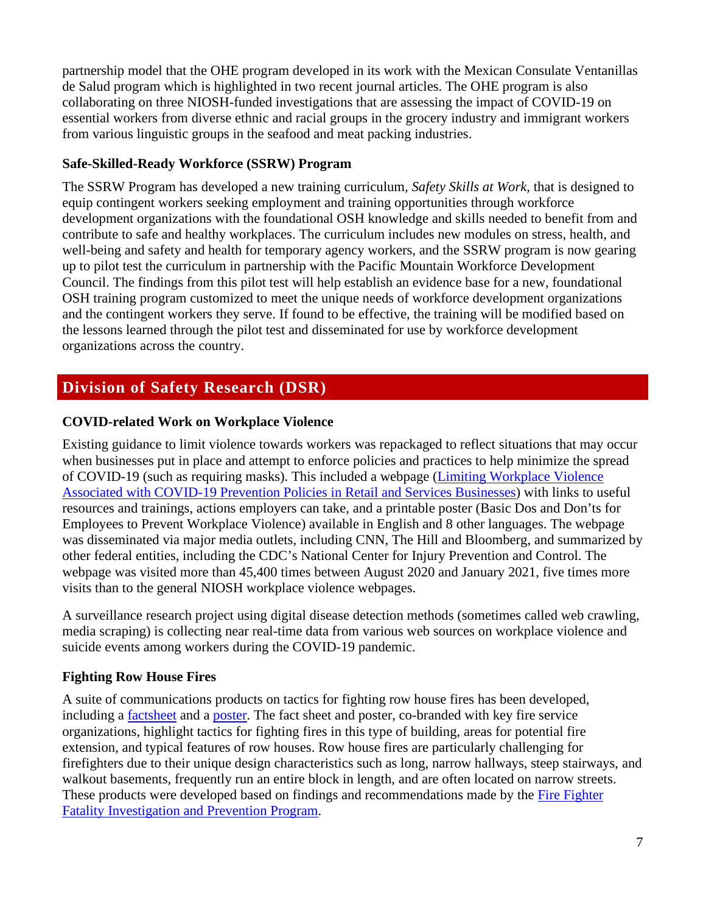partnership model that the OHE program developed in its work with the Mexican Consulate Ventanillas de Salud program which is highlighted in two recent journal articles. The OHE program is also collaborating on three NIOSH-funded investigations that are assessing the impact of COVID-19 on essential workers from diverse ethnic and racial groups in the grocery industry and immigrant workers from various linguistic groups in the seafood and meat packing industries.

### Safe-Skilled-Ready Workforce (SSRW) Program

The SSRW Program has developed a new training curriculum, *Safety Skills at Work*, that is designed to equip contingent workers seeking employment and training opportunities through workforce development organizations with the foundational OSH knowledge and skills needed to benefit from and contribute to safe and healthy workplaces. The curriculum includes new modules on stress, health, and well-being and safety and health for temporary agency workers, and the SSRW program is now gearing up to pilot test the curriculum in partnership with the Pacific Mountain Workforce Development Council. The findings from this pilot test will help establish an evidence base for a new, foundational OSH training program customized to meet the unique needs of workforce development organizations and the contingent workers they serve. If found to be effective, the training will be modified based on the lessons learned through the pilot test and disseminated for use by workforce development organizations across the country.

## Division of Safety Research (DSR)

### COVID-related Work on Workplace Violence

Existing guidance to limit violence towards workers was repackaged to reflect situations that may occur when businesses put in place and attempt to enforce policies and practices to help minimize the spread of COVID-19 (such as requiring masks). This included a webpage (Limiting Workplace Violence Associated with COVID-19 Prevention Policies in Retail and Services Businesses) with links to useful resources and trainings, actions employers can take, and a printable poster (Basic Dos and Don'ts for Employees to Prevent Workplace Violence) available in English and 8 other languages. The webpage was disseminated via major media outlets, including CNN, The Hill and Bloomberg, and summarized by other federal entities, including the CDC's National Center for Injury Prevention and Control. The webpage was visited more than 45,400 times between August 2020 and January 2021, five times more visits than to the general NIOSH workplace violence webpages.

A surveillance research project using digital disease detection methods (sometimes called web crawling, media scraping) is collecting near real-time data from various web sources on workplace violence and suicide events among workers during the COVID-19 pandemic.

### Fighting Row House Fires

A suite of communications products on tactics for fighting row house fires has been developed, including a factsheet and a poster. The fact sheet and poster, co-branded with key fire service organizations, highlight tactics for fighting fires in this type of building, areas for potential fire extension, and typical features of row houses. Row house fires are particularly challenging for firefighters due to their unique design characteristics such as long, narrow hallways, steep stairways, and walkout basements, frequently run an entire block in length, and are often located on narrow streets. These products were developed based on findings and recommendations made by the Fire Fighter Fatality Investigation and Prevention Program.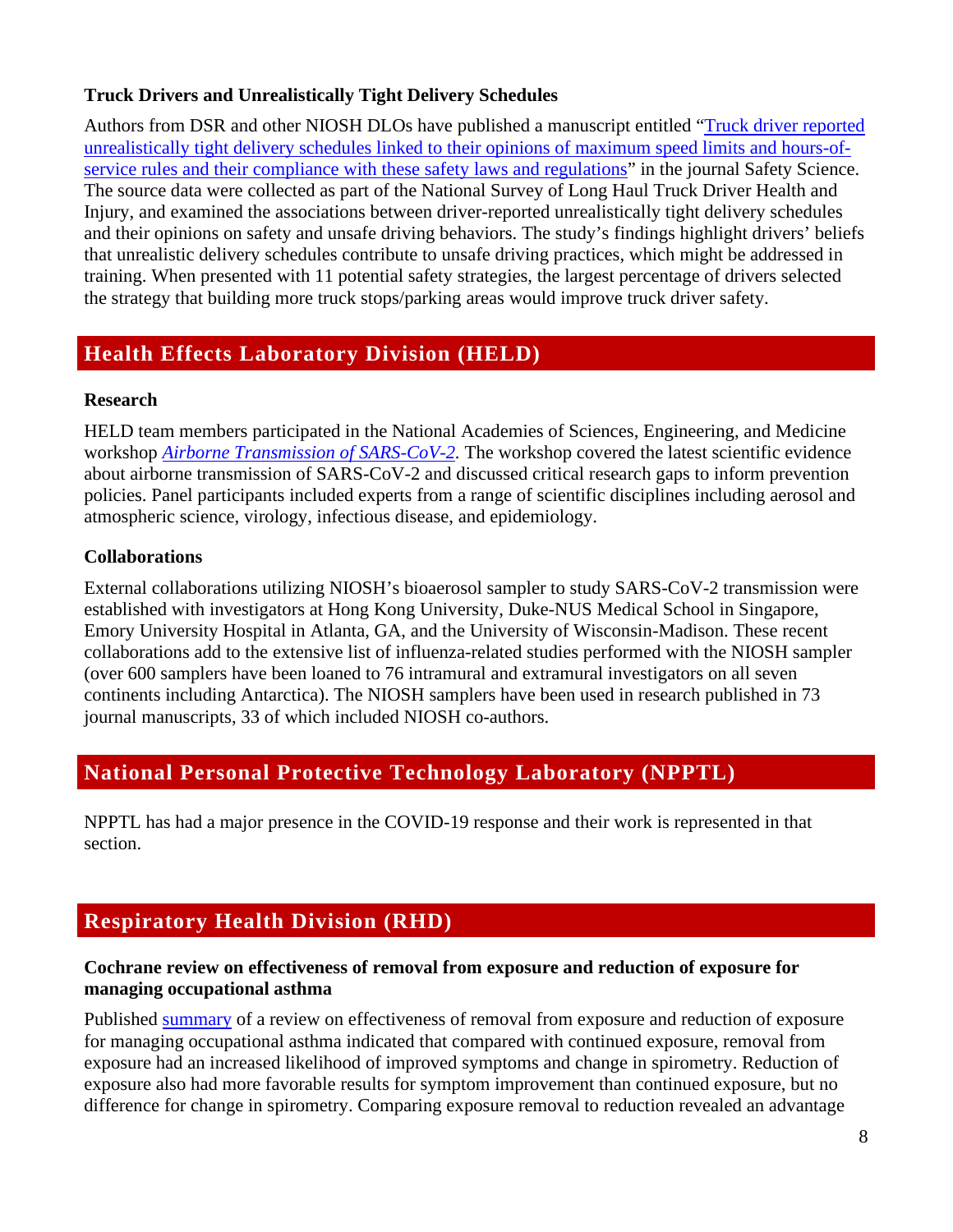### Truck Drivers and Unrealistically Tight Delivery Schedules

Authors from DSR and other NIOSH DLOs have published a manuscript entitled "Truck driver reported unrealistically tight delivery schedules linked to their opinions of maximum speed limits and hours-of-service rules and their compliance with these safety laws and regulations" in the journal Safety Science. The source data were collected as part of the National Survey of Long Haul Truck Driver Health and Injury, and examined the associations between driver-reported unrealistically tight delivery schedules and their opinions on safety and unsafe driving behaviors. The study's findings highlight drivers' beliefs that unrealistic delivery schedules contribute to unsafe driving practices, which might be addressed in training. When presented with 11 potential safety strategies, the largest percentage of drivers selected the strategy that building more truck stops/parking areas would improve truck driver safety.

## Health Effects Laboratory Division (HELD)

### Research

HELD team members participated in the National Academies of Sciences, Engineering, and Medicine workshop *Airborne Transmission of SARS-CoV-2*. The workshop covered the latest scientific evidence about airborne transmission of SARS-CoV-2 and discussed critical research gaps to inform prevention policies. Panel participants included experts from a range of scientific disciplines including aerosol and atmospheric science, virology, infectious disease, and epidemiology.

### Collaborations

External collaborations utilizing NIOSH's bioaerosol sampler to study SARS-CoV-2 transmission were established with investigators at Hong Kong University, Duke-NUS Medical School in Singapore, Emory University Hospital in Atlanta, GA, and the University of Wisconsin-Madison. These recent collaborations add to the extensive list of influenza-related studies performed with the NIOSH sampler (over 600 samplers have been loaned to 76 intramural and extramural investigators on all seven continents including Antarctica). The NIOSH samplers have been used in research published in 73 journal manuscripts, 33 of which included NIOSH co-authors.

## National Personal Protective Technology Laboratory (NPPTL)

NPPTL has had a major presence in the COVID-19 response and their work is represented in that section.

## Respiratory Health Division (RHD)

### Cochrane review on effectiveness of removal from exposure and reduction of exposure for managing occupational asthma

Published summary of a review on effectiveness of removal from exposure and reduction of exposure for managing occupational asthma indicated that compared with continued exposure, removal from exposure had an increased likelihood of improved symptoms and change in spirometry. Reduction of exposure also had more favorable results for symptom improvement than continued exposure, but no difference for change in spirometry. Comparing exposure removal to reduction revealed an advantage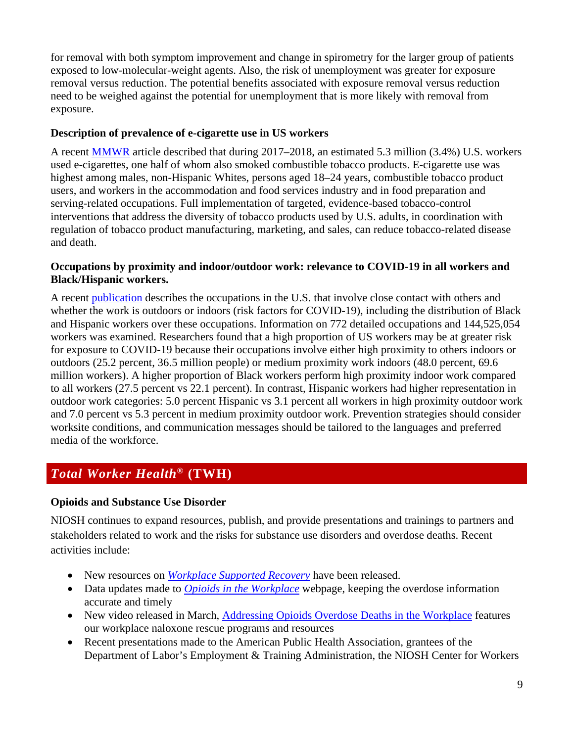for removal with both symptom improvement and change in spirometry for the larger group of patients exposed to low-molecular-weight agents. Also, the risk of unemployment was greater for exposure removal versus reduction. The potential benefits associated with exposure removal versus reduction need to be weighed against the potential for unemployment that is more likely with removal from exposure.

**Description of prevalence of e-cigarette use in US workers**

A recent MMWR article described that during 2017–2018, an estimated 5.3 million (3.4%) U.S. workers used e-cigarettes, one half of whom also smoked combustible tobacco products. E-cigarette use was highest among males, non-Hispanic Whites, persons aged 18–24 years, combustible tobacco product users, and workers in the accommodation and food services industry and in food preparation and serving-related occupations. Full implementation of targeted, evidence-based tobacco-control interventions that address the diversity of tobacco products used by U.S. adults, in coordination with regulation of tobacco product manufacturing, marketing, and sales, can reduce tobacco-related disease and death.

**Occupations by proximity and indoor/outdoor work: relevance to COVID-19 in all workers and Black/Hispanic workers.**

A recent publication describes the occupations in the U.S. that involve close contact with others and whether the work is outdoors or indoors (risk factors for COVID-19), including the distribution of Black and Hispanic workers over these occupations. Information on 772 detailed occupations and 144,525,054 workers was examined. Researchers found that a high proportion of US workers may be at greater risk for exposure to COVID-19 because their occupations involve either high proximity to others indoors or outdoors (25.2 percent, 36.5 million people) or medium proximity work indoors (48.0 percent, 69.6 million workers). A higher proportion of Black workers perform high proximity indoor work compared to all workers (27.5 percent vs 22.1 percent). In contrast, Hispanic workers had higher representation in outdoor work categories: 5.0 percent Hispanic vs 3.1 percent all workers in high proximity outdoor work and 7.0 percent vs 5.3 percent in medium proximity outdoor work. Prevention strategies should consider worksite conditions, and communication messages should be tailored to the languages and preferred media of the workforce.

## *Total Worker Health®* (TWH)

**Opioids and Substance Use Disorder**

NIOSH continues to expand resources, publish, and provide presentations and trainings to partners and stakeholders related to work and the risks for substance use disorders and overdose deaths. Recent activities include:

- New resources on *Workplace Supported Recovery* have been released.
- Data updates made to *Opioids in the Workplace* webpage, keeping the overdose information accurate and timely
- New video released in March, Addressing Opioids Overdose Deaths in the Workplace features our workplace naloxone rescue programs and resources
- Recent presentations made to the American Public Health Association, grantees of the Department of Labor's Employment & Training Administration, the NIOSH Center for Workers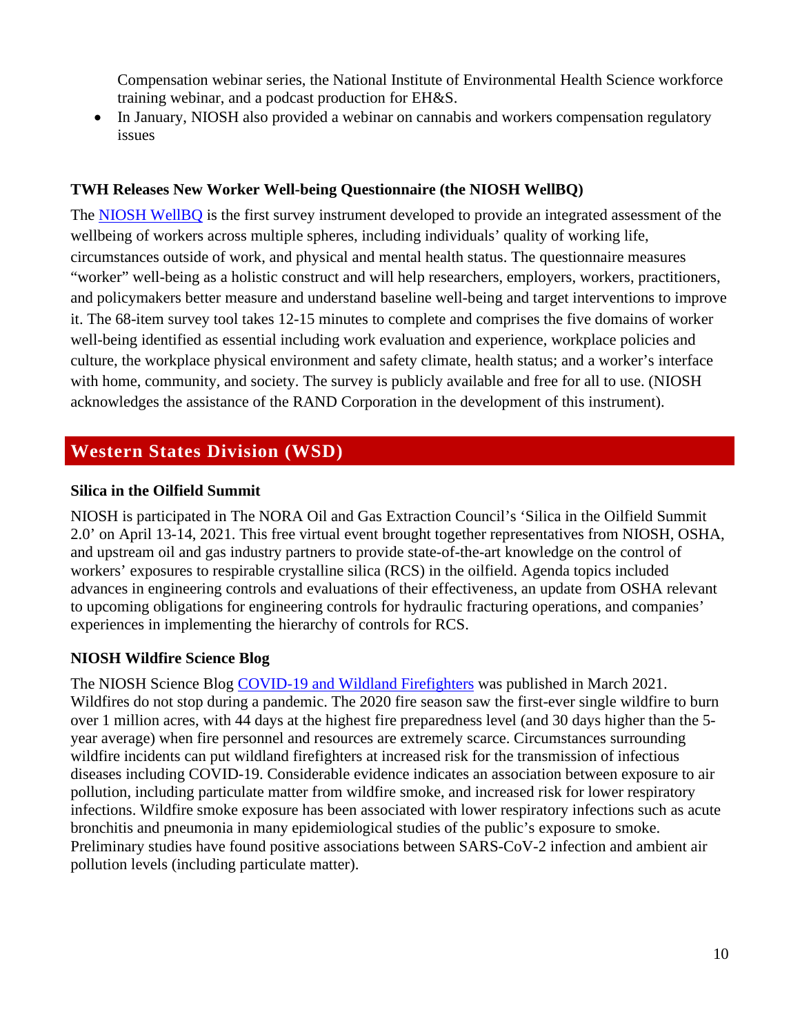Compensation webinar series, the National Institute of Environmental Health Science workforce training webinar, and a podcast production for EH&S.

- In January, NIOSH also provided a webinar on cannabis and workers compensation regulatory issues

### TWH Releases New Worker Well-being Questionnaire (the NIOSH WellBQ)

The [NIOSH WellBQ] is the first survey instrument developed to provide an integrated assessment of the wellbeing of workers across multiple spheres, including individuals' quality of working life, circumstances outside of work, and physical and mental health status. The questionnaire measures "worker" well-being as a holistic construct and will help researchers, employers, workers, practitioners, and policymakers better measure and understand baseline well-being and target interventions to improve it. The 68-item survey tool takes 12-15 minutes to complete and comprises the five domains of worker well-being identified as essential including work evaluation and experience, workplace policies and culture, the workplace physical environment and safety climate, health status; and a worker's interface with home, community, and society. The survey is publicly available and free for all to use. (NIOSH acknowledges the assistance of the RAND Corporation in the development of this instrument).

## Western States Division (WSD)

### Silica in the Oilfield Summit

NIOSH is participated in The NORA Oil and Gas Extraction Council's 'Silica in the Oilfield Summit 2.0' on April 13-14, 2021. This free virtual event brought together representatives from NIOSH, OSHA, and upstream oil and gas industry partners to provide state-of-the-art knowledge on the control of workers' exposures to respirable crystalline silica (RCS) in the oilfield. Agenda topics included advances in engineering controls and evaluations of their effectiveness, an update from OSHA relevant to upcoming obligations for engineering controls for hydraulic fracturing operations, and companies' experiences in implementing the hierarchy of controls for RCS.

### NIOSH Wildfire Science Blog

The NIOSH Science Blog [COVID-19 and Wildland Firefighters] was published in March 2021. Wildfires do not stop during a pandemic. The 2020 fire season saw the first-ever single wildfire to burn over 1 million acres, with 44 days at the highest fire preparedness level (and 30 days higher than the 5-year average) when fire personnel and resources are extremely scarce. Circumstances surrounding wildfire incidents can put wildland firefighters at increased risk for the transmission of infectious diseases including COVID-19. Considerable evidence indicates an association between exposure to air pollution, including particulate matter from wildfire smoke, and increased risk for lower respiratory infections. Wildfire smoke exposure has been associated with lower respiratory infections such as acute bronchitis and pneumonia in many epidemiological studies of the public's exposure to smoke. Preliminary studies have found positive associations between SARS-CoV-2 infection and ambient air pollution levels (including particulate matter).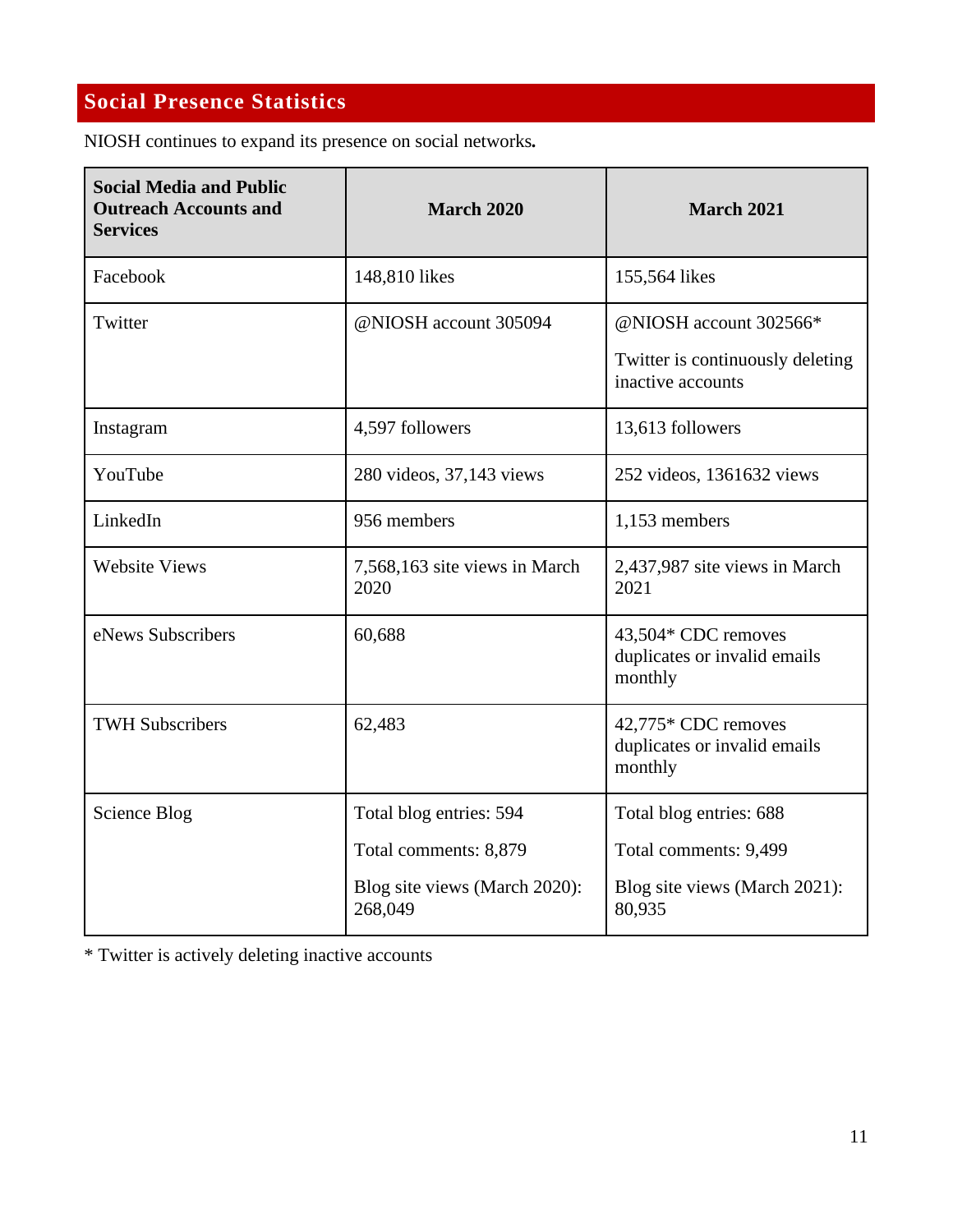## Social Presence Statistics

NIOSH continues to expand its presence on social networks**.**

| Social Media and Public Outreach Accounts and Services | March 2020 | March 2021 |
|---|---|---|
| Facebook | 148,810 likes | 155,564 likes |
| Twitter | @NIOSH account 305094 | @NIOSH account 302566*<br>Twitter is continuously deleting inactive accounts |
| Instagram | 4,597 followers | 13,613 followers |
| YouTube | 280 videos, 37,143 views | 252 videos, 1361632 views |
| LinkedIn | 956 members | 1,153 members |
| Website Views | 7,568,163 site views in March 2020 | 2,437,987 site views in March 2021 |
| eNews Subscribers | 60,688 | 43,504* CDC removes duplicates or invalid emails monthly |
| TWH Subscribers | 62,483 | 42,775* CDC removes duplicates or invalid emails monthly |
| Science Blog | Total blog entries: 594<br>Total comments: 8,879<br>Blog site views (March 2020): 268,049 | Total blog entries: 688<br>Total comments: 9,499<br>Blog site views (March 2021): 80,935 |

* Twitter is actively deleting inactive accounts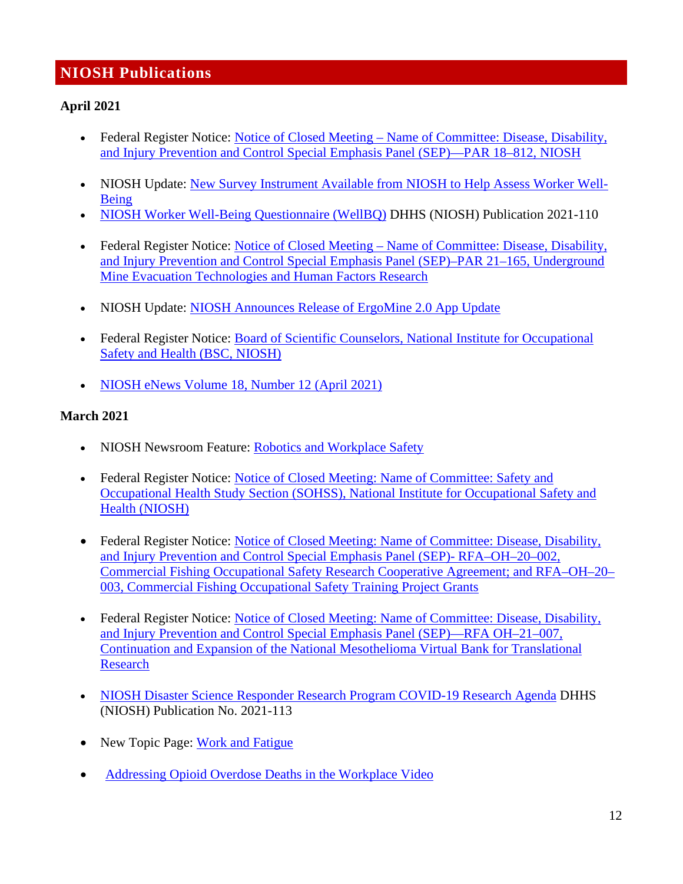## NIOSH Publications

**April 2021**

- Federal Register Notice: Notice of Closed Meeting – Name of Committee: Disease, Disability, and Injury Prevention and Control Special Emphasis Panel (SEP)—PAR 18–812, NIOSH

- NIOSH Update: New Survey Instrument Available from NIOSH to Help Assess Worker Well-Being
- NIOSH Worker Well-Being Questionnaire (WellBQ) DHHS (NIOSH) Publication 2021-110

- Federal Register Notice: Notice of Closed Meeting – Name of Committee: Disease, Disability, and Injury Prevention and Control Special Emphasis Panel (SEP)–PAR 21–165, Underground Mine Evacuation Technologies and Human Factors Research

- NIOSH Update: NIOSH Announces Release of ErgoMine 2.0 App Update

- Federal Register Notice: Board of Scientific Counselors, National Institute for Occupational Safety and Health (BSC, NIOSH)

- NIOSH eNews Volume 18, Number 12 (April 2021)

**March 2021**

- NIOSH Newsroom Feature: Robotics and Workplace Safety

- Federal Register Notice: Notice of Closed Meeting: Name of Committee: Safety and Occupational Health Study Section (SOHSS), National Institute for Occupational Safety and Health (NIOSH)

- Federal Register Notice: Notice of Closed Meeting: Name of Committee: Disease, Disability, and Injury Prevention and Control Special Emphasis Panel (SEP)- RFA–OH–20–002, Commercial Fishing Occupational Safety Research Cooperative Agreement; and RFA–OH–20–003, Commercial Fishing Occupational Safety Training Project Grants

- Federal Register Notice: Notice of Closed Meeting: Name of Committee: Disease, Disability, and Injury Prevention and Control Special Emphasis Panel (SEP)—RFA OH–21–007, Continuation and Expansion of the National Mesothelioma Virtual Bank for Translational Research

- NIOSH Disaster Science Responder Research Program COVID-19 Research Agenda DHHS (NIOSH) Publication No. 2021-113

- New Topic Page: Work and Fatigue

- Addressing Opioid Overdose Deaths in the Workplace Video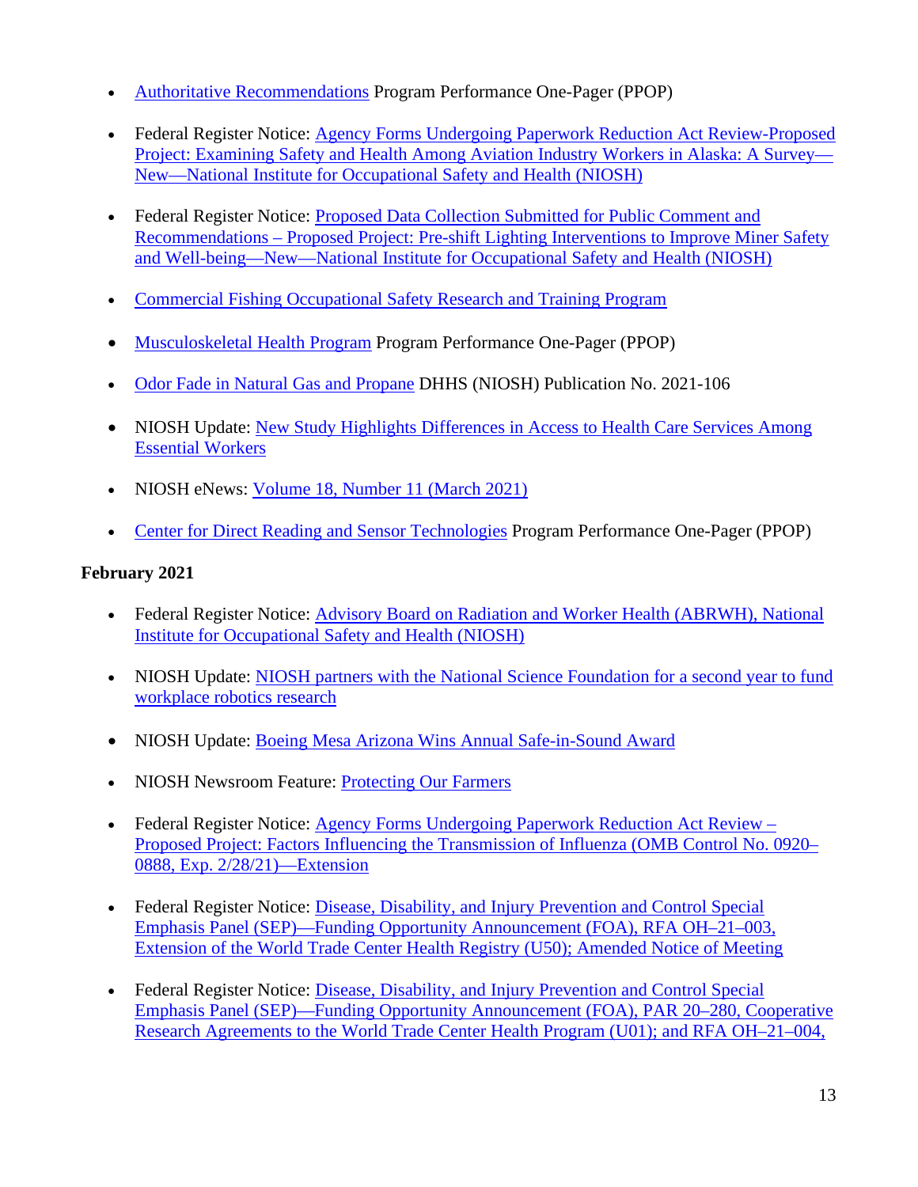- Authoritative Recommendations Program Performance One-Pager (PPOP)
- Federal Register Notice: Agency Forms Undergoing Paperwork Reduction Act Review-Proposed Project: Examining Safety and Health Among Aviation Industry Workers in Alaska: A Survey—New—National Institute for Occupational Safety and Health (NIOSH)
- Federal Register Notice: Proposed Data Collection Submitted for Public Comment and Recommendations – Proposed Project: Pre-shift Lighting Interventions to Improve Miner Safety and Well-being—New—National Institute for Occupational Safety and Health (NIOSH)
- Commercial Fishing Occupational Safety Research and Training Program
- Musculoskeletal Health Program Program Performance One-Pager (PPOP)
- Odor Fade in Natural Gas and Propane DHHS (NIOSH) Publication No. 2021-106
- NIOSH Update: New Study Highlights Differences in Access to Health Care Services Among Essential Workers
- NIOSH eNews: Volume 18, Number 11 (March 2021)
- Center for Direct Reading and Sensor Technologies Program Performance One-Pager (PPOP)

**February 2021**

- Federal Register Notice: Advisory Board on Radiation and Worker Health (ABRWH), National Institute for Occupational Safety and Health (NIOSH)
- NIOSH Update: NIOSH partners with the National Science Foundation for a second year to fund workplace robotics research
- NIOSH Update: Boeing Mesa Arizona Wins Annual Safe-in-Sound Award
- NIOSH Newsroom Feature: Protecting Our Farmers
- Federal Register Notice: Agency Forms Undergoing Paperwork Reduction Act Review – Proposed Project: Factors Influencing the Transmission of Influenza (OMB Control No. 0920–0888, Exp. 2/28/21)—Extension
- Federal Register Notice: Disease, Disability, and Injury Prevention and Control Special Emphasis Panel (SEP)—Funding Opportunity Announcement (FOA), RFA OH–21–003, Extension of the World Trade Center Health Registry (U50); Amended Notice of Meeting
- Federal Register Notice: Disease, Disability, and Injury Prevention and Control Special Emphasis Panel (SEP)—Funding Opportunity Announcement (FOA), PAR 20–280, Cooperative Research Agreements to the World Trade Center Health Program (U01); and RFA OH–21–004,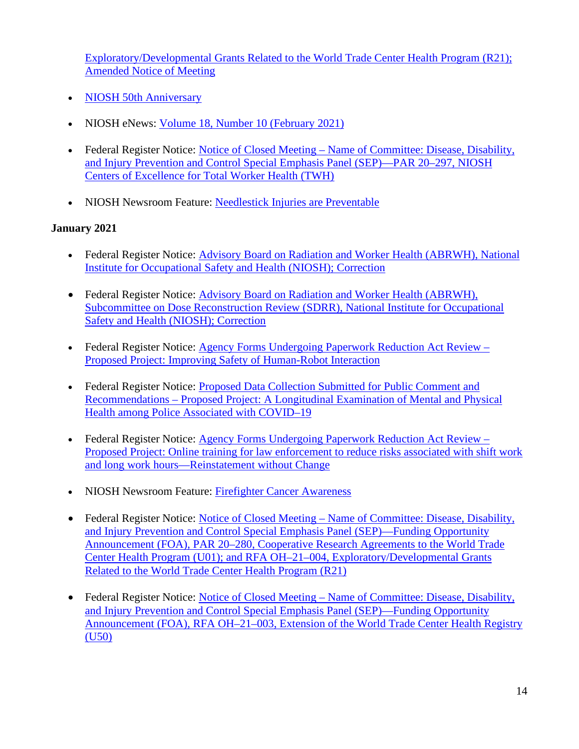Exploratory/Developmental Grants Related to the World Trade Center Health Program (R21); Amended Notice of Meeting

- NIOSH 50th Anniversary
- NIOSH eNews: Volume 18, Number 10 (February 2021)
- Federal Register Notice: Notice of Closed Meeting – Name of Committee: Disease, Disability, and Injury Prevention and Control Special Emphasis Panel (SEP)—PAR 20–297, NIOSH Centers of Excellence for Total Worker Health (TWH)
- NIOSH Newsroom Feature: Needlestick Injuries are Preventable

**January 2021**

- Federal Register Notice: Advisory Board on Radiation and Worker Health (ABRWH), National Institute for Occupational Safety and Health (NIOSH); Correction
- Federal Register Notice: Advisory Board on Radiation and Worker Health (ABRWH), Subcommittee on Dose Reconstruction Review (SDRR), National Institute for Occupational Safety and Health (NIOSH); Correction
- Federal Register Notice: Agency Forms Undergoing Paperwork Reduction Act Review – Proposed Project: Improving Safety of Human-Robot Interaction
- Federal Register Notice: Proposed Data Collection Submitted for Public Comment and Recommendations – Proposed Project: A Longitudinal Examination of Mental and Physical Health among Police Associated with COVID–19
- Federal Register Notice: Agency Forms Undergoing Paperwork Reduction Act Review – Proposed Project: Online training for law enforcement to reduce risks associated with shift work and long work hours—Reinstatement without Change
- NIOSH Newsroom Feature: Firefighter Cancer Awareness
- Federal Register Notice: Notice of Closed Meeting – Name of Committee: Disease, Disability, and Injury Prevention and Control Special Emphasis Panel (SEP)—Funding Opportunity Announcement (FOA), PAR 20–280, Cooperative Research Agreements to the World Trade Center Health Program (U01); and RFA OH–21–004, Exploratory/Developmental Grants Related to the World Trade Center Health Program (R21)
- Federal Register Notice: Notice of Closed Meeting – Name of Committee: Disease, Disability, and Injury Prevention and Control Special Emphasis Panel (SEP)—Funding Opportunity Announcement (FOA), RFA OH–21–003, Extension of the World Trade Center Health Registry (U50)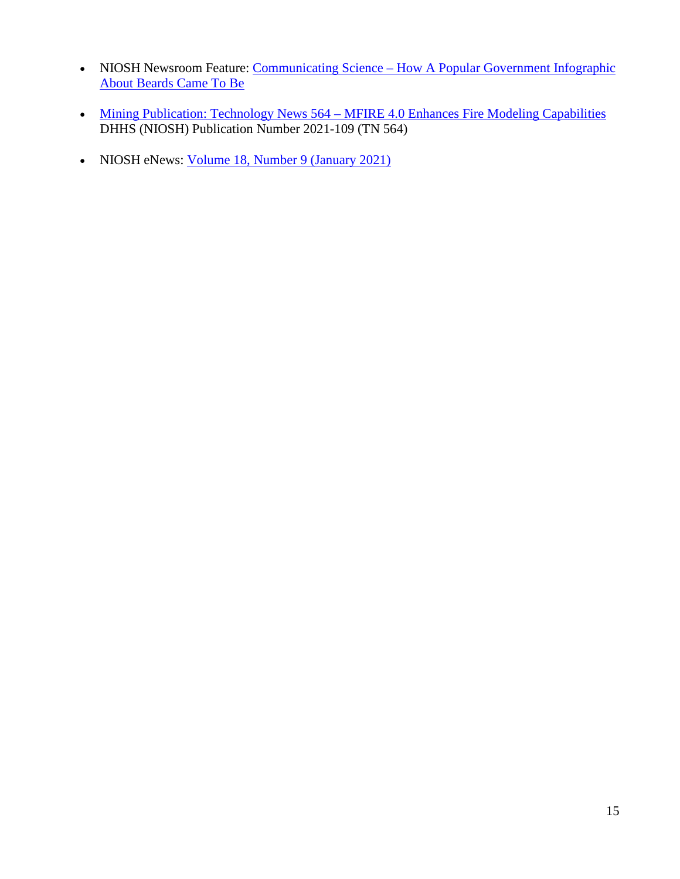- NIOSH Newsroom Feature: Communicating Science – How A Popular Government Infographic About Beards Came To Be

- Mining Publication: Technology News 564 – MFIRE 4.0 Enhances Fire Modeling Capabilities DHHS (NIOSH) Publication Number 2021-109 (TN 564)

- NIOSH eNews: Volume 18, Number 9 (January 2021)